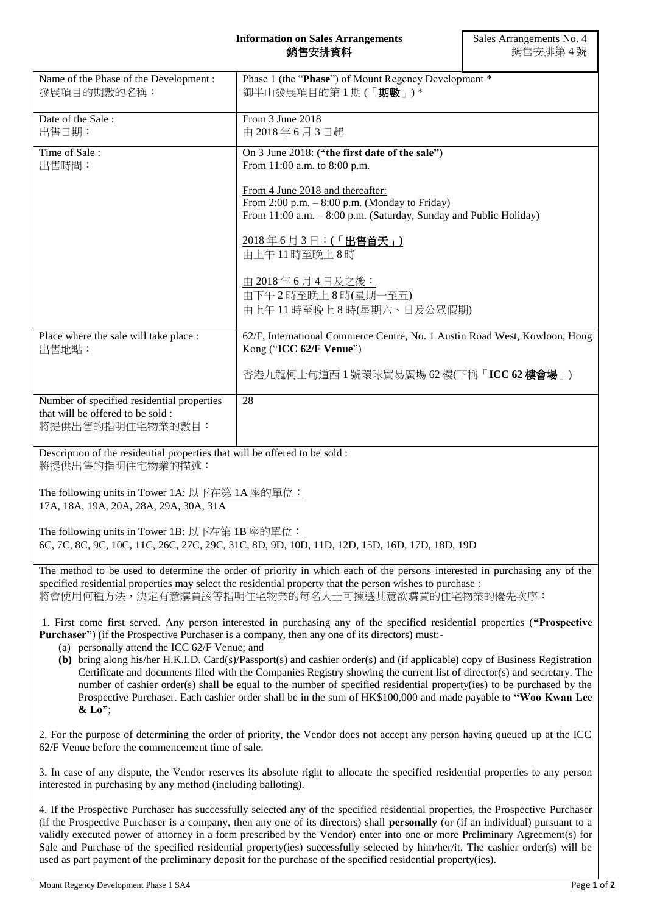**Information on Sales Arrangements**
**銷售安排資料**

Sales Arrangements No. 4
銷售安排第 4 號

| Name of the Phase of the Development :<br>發展項目的期數的名稱： | Phase 1 (the "**Phase**") of Mount Regency Development *<br>御半山發展項目的第 1 期 (「**期數**」) * |
|---|---|
| Date of the Sale :<br>出售日期： | From 3 June 2018<br>由 2018 年 6 月 3 日起 |
| Time of Sale :<br>出售時間： | On 3 June 2018: **("the first date of the sale")**<br>From 11:00 a.m. to 8:00 p.m.<br><br>From 4 June 2018 and thereafter:<br>From 2:00 p.m. – 8:00 p.m. (Monday to Friday)<br>From 11:00 a.m. – 8:00 p.m. (Saturday, Sunday and Public Holiday)<br><br>2018 年 6 月 3 日：**(「出售首天」)**<br>由上午 11 時至晚上 8 時<br><br>由 2018 年 6 月 4 日及之後：<br>由下午 2 時至晚上 8 時(星期一至五)<br>由上午 11 時至晚上 8 時(星期六、日及公眾假期) |
| Place where the sale will take place :<br>出售地點： | 62/F, International Commerce Centre, No. 1 Austin Road West, Kowloon, Hong Kong ("**ICC 62/F Venue**")<br><br>香港九龍柯士甸道西 1 號環球貿易廣場 62 樓(下稱「**ICC 62 樓會場**」) |
| Number of specified residential properties that will be offered to be sold :<br>將提供出售的指明住宅物業的數目： | 28 |

Description of the residential properties that will be offered to be sold :
將提供出售的指明住宅物業的描述：

The following units in Tower 1A: 以下在第 1A 座的單位：
17A, 18A, 19A, 20A, 28A, 29A, 30A, 31A

The following units in Tower 1B: 以下在第 1B 座的單位：
6C, 7C, 8C, 9C, 10C, 11C, 26C, 27C, 29C, 31C, 8D, 9D, 10D, 11D, 12D, 15D, 16D, 17D, 18D, 19D

The method to be used to determine the order of priority in which each of the persons interested in purchasing any of the specified residential properties may select the residential property that the person wishes to purchase :
將會使用何種方法，決定有意購買該等指明住宅物業的每名人士可揀選其意欲購買的住宅物業的優先次序：

1. First come first served. Any person interested in purchasing any of the specified residential properties (**"Prospective Purchaser"**) (if the Prospective Purchaser is a company, then any one of its directors) must:-
   (a) personally attend the ICC 62/F Venue; and
   **(b)** bring along his/her H.K.I.D. Card(s)/Passport(s) and cashier order(s) and (if applicable) copy of Business Registration Certificate and documents filed with the Companies Registry showing the current list of director(s) and secretary. The number of cashier order(s) shall be equal to the number of specified residential property(ies) to be purchased by the Prospective Purchaser. Each cashier order shall be in the sum of HK$100,000 and made payable to **"Woo Kwan Lee & Lo"**;

2. For the purpose of determining the order of priority, the Vendor does not accept any person having queued up at the ICC 62/F Venue before the commencement time of sale.

3. In case of any dispute, the Vendor reserves its absolute right to allocate the specified residential properties to any person interested in purchasing by any method (including balloting).

4. If the Prospective Purchaser has successfully selected any of the specified residential properties, the Prospective Purchaser (if the Prospective Purchaser is a company, then any one of its directors) shall **personally** (or (if an individual) pursuant to a validly executed power of attorney in a form prescribed by the Vendor) enter into one or more Preliminary Agreement(s) for Sale and Purchase of the specified residential property(ies) successfully selected by him/her/it. The cashier order(s) will be used as part payment of the preliminary deposit for the purchase of the specified residential property(ies).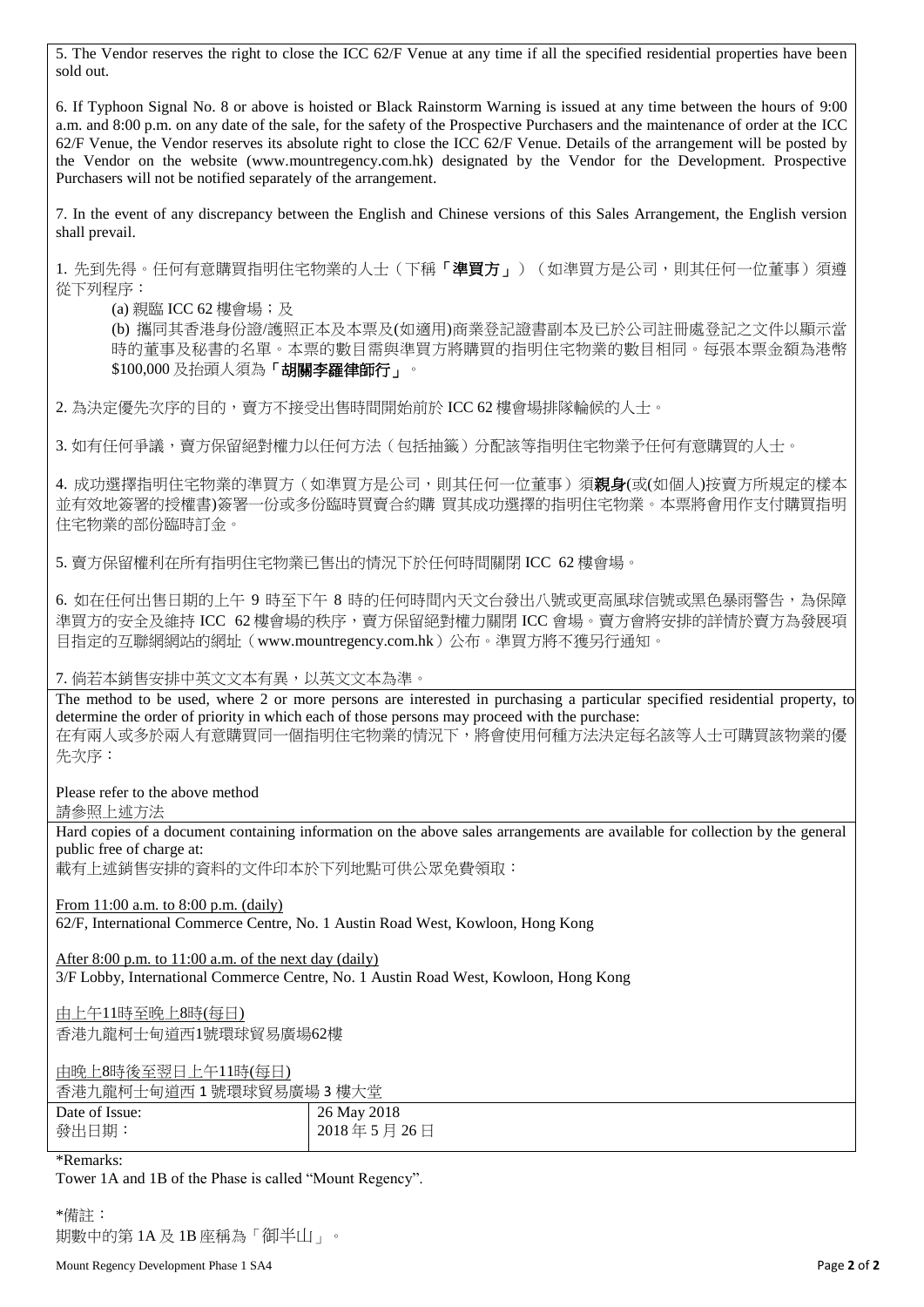5. The Vendor reserves the right to close the ICC 62/F Venue at any time if all the specified residential properties have been sold out.

6. If Typhoon Signal No. 8 or above is hoisted or Black Rainstorm Warning is issued at any time between the hours of 9:00 a.m. and 8:00 p.m. on any date of the sale, for the safety of the Prospective Purchasers and the maintenance of order at the ICC 62/F Venue, the Vendor reserves its absolute right to close the ICC 62/F Venue. Details of the arrangement will be posted by the Vendor on the website (www.mountregency.com.hk) designated by the Vendor for the Development. Prospective Purchasers will not be notified separately of the arrangement.

7. In the event of any discrepancy between the English and Chinese versions of this Sales Arrangement, the English version shall prevail.

1. 先到先得。任何有意購買指明住宅物業的人士（下稱**「準買方」**）（如準買方是公司，則其任何一位董事）須遵從下列程序：

(a) 親臨 ICC 62 樓會場；及

(b) 攜同其香港身份證/護照正本及本票及(如適用)商業登記證書副本及已於公司註冊處登記之文件以顯示當時的董事及秘書的名單。本票的數目需與準買方將購買的指明住宅物業的數目相同。每張本票金額為港幣 $100,000 及抬頭人須為**「胡關李羅律師行」**。

2. 為決定優先次序的目的，賣方不接受出售時間開始前於 ICC 62 樓會場排隊輪候的人士。

3. 如有任何爭議，賣方保留絕對權力以任何方法（包括抽籤）分配該等指明住宅物業予任何有意購買的人士。

4. 成功選擇指明住宅物業的準買方（如準買方是公司，則其任何一位董事）須**親身**(或(如個人)按賣方所規定的樣本並有效地簽署的授權書)簽署一份或多份臨時買賣合約購 買其成功選擇的指明住宅物業。本票將會用作支付購買指明住宅物業的部份臨時訂金。

5. 賣方保留權利在所有指明住宅物業已售出的情況下於任何時間關閉 ICC 62 樓會場。

6. 如在任何出售日期的上午 9 時至下午 8 時的任何時間內天文台發出八號或更高風球信號或黑色暴雨警告，為保障準買方的安全及維持 ICC 62 樓會場的秩序，賣方保留絕對權力關閉 ICC 會場。賣方會將安排的詳情於賣方為發展項目指定的互聯網網站的網址（www.mountregency.com.hk）公布。準買方將不獲另行通知。

7. 倘若本銷售安排中英文文本有異，以英文文本為準。

The method to be used, where 2 or more persons are interested in purchasing a particular specified residential property, to determine the order of priority in which each of those persons may proceed with the purchase:
在有兩人或多於兩人有意購買同一個指明住宅物業的情況下，將會使用何種方法決定每名該等人士可購買該物業的優先次序：

Please refer to the above method
請參照上述方法

Hard copies of a document containing information on the above sales arrangements are available for collection by the general public free of charge at:
載有上述銷售安排的資料的文件印本於下列地點可供公眾免費領取：

From 11:00 a.m. to 8:00 p.m. (daily)
62/F, International Commerce Centre, No. 1 Austin Road West, Kowloon, Hong Kong

After 8:00 p.m. to 11:00 a.m. of the next day (daily)
3/F Lobby, International Commerce Centre, No. 1 Austin Road West, Kowloon, Hong Kong

由上午11時至晚上8時(每日)
香港九龍柯士甸道西1號環球貿易廣場62樓

由晚上8時後至翌日上午11時(每日)
香港九龍柯士甸道西 1 號環球貿易廣場 3 樓大堂

| | |
|---|---|
| Date of Issue:<br>發出日期： | 26 May 2018<br>2018 年 5 月 26 日 |

*Remarks:
Tower 1A and 1B of the Phase is called "Mount Regency".

*備註：
期數中的第 1A 及 1B 座稱為「御半山」。